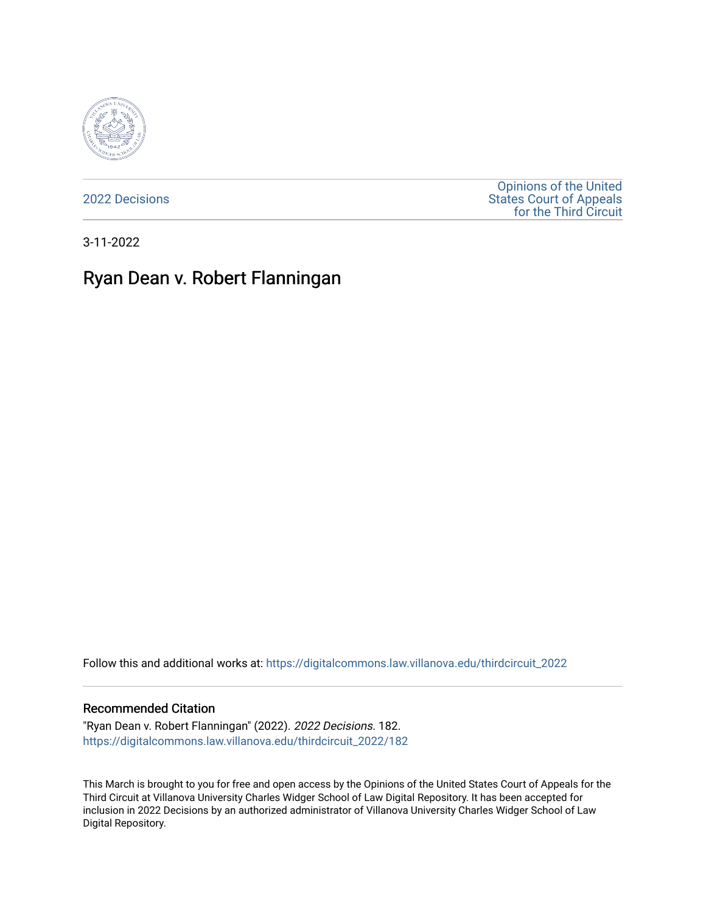2022 Decisions

Opinions of the United States Court of Appeals for the Third Circuit

3-11-2022

# Ryan Dean v. Robert Flanningan

Follow this and additional works at: https://digitalcommons.law.villanova.edu/thirdcircuit_2022

## Recommended Citation

"Ryan Dean v. Robert Flanningan" (2022). *2022 Decisions*. 182.
https://digitalcommons.law.villanova.edu/thirdcircuit_2022/182

This March is brought to you for free and open access by the Opinions of the United States Court of Appeals for the Third Circuit at Villanova University Charles Widger School of Law Digital Repository. It has been accepted for inclusion in 2022 Decisions by an authorized administrator of Villanova University Charles Widger School of Law Digital Repository.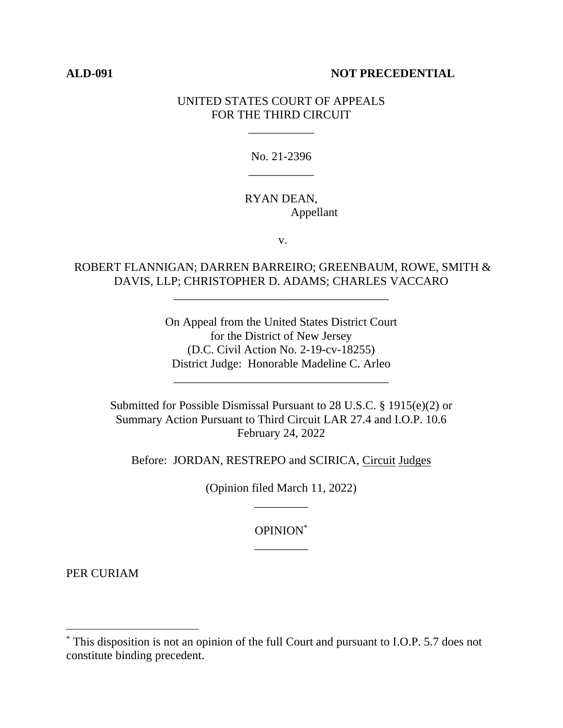**ALD-091** **NOT PRECEDENTIAL**

UNITED STATES COURT OF APPEALS
FOR THE THIRD CIRCUIT

\_\_\_\_\_\_\_\_\_\_\_

No. 21-2396

\_\_\_\_\_\_\_\_\_\_\_

RYAN DEAN,
Appellant

v.

ROBERT FLANNIGAN; DARREN BARREIRO; GREENBAUM, ROWE, SMITH & DAVIS, LLP; CHRISTOPHER D. ADAMS; CHARLES VACCARO

\_\_\_\_\_\_\_\_\_\_\_\_\_\_\_\_\_\_\_\_\_\_\_\_\_\_\_\_\_\_\_\_\_\_\_\_

On Appeal from the United States District Court
for the District of New Jersey
(D.C. Civil Action No. 2-19-cv-18255)
District Judge: Honorable Madeline C. Arleo

\_\_\_\_\_\_\_\_\_\_\_\_\_\_\_\_\_\_\_\_\_\_\_\_\_\_\_\_\_\_\_\_\_\_\_\_

Submitted for Possible Dismissal Pursuant to 28 U.S.C. § 1915(e)(2) or
Summary Action Pursuant to Third Circuit LAR 27.4 and I.O.P. 10.6
February 24, 2022

Before: JORDAN, RESTREPO and SCIRICA, Circuit Judges

(Opinion filed March 11, 2022)

\_\_\_\_\_\_\_\_\_

OPINION*

\_\_\_\_\_\_\_\_\_

PER CURIAM

---

* This disposition is not an opinion of the full Court and pursuant to I.O.P. 5.7 does not constitute binding precedent.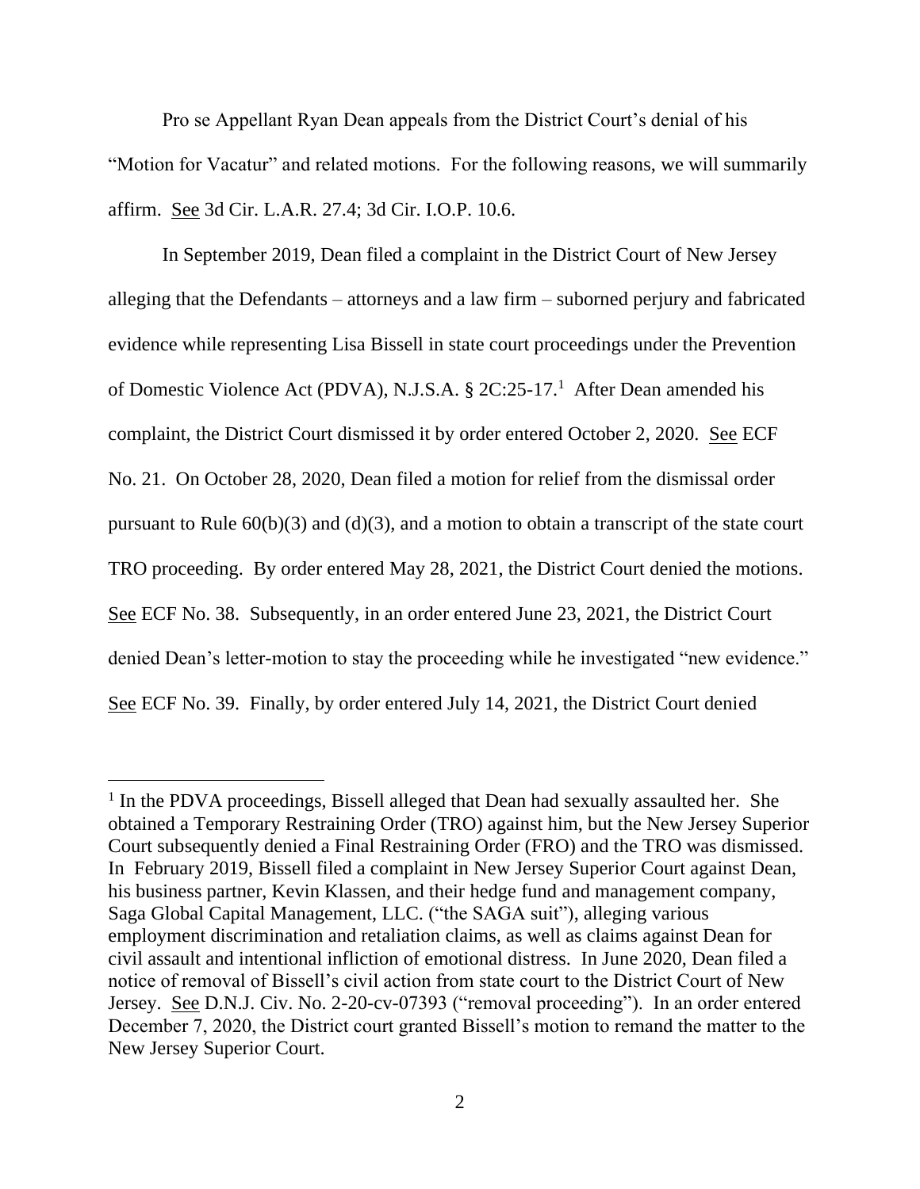Pro se Appellant Ryan Dean appeals from the District Court's denial of his "Motion for Vacatur" and related motions. For the following reasons, we will summarily affirm. See 3d Cir. L.A.R. 27.4; 3d Cir. I.O.P. 10.6.

In September 2019, Dean filed a complaint in the District Court of New Jersey alleging that the Defendants – attorneys and a law firm – suborned perjury and fabricated evidence while representing Lisa Bissell in state court proceedings under the Prevention of Domestic Violence Act (PDVA), N.J.S.A. § 2C:25-17.[1] After Dean amended his complaint, the District Court dismissed it by order entered October 2, 2020. See ECF No. 21. On October 28, 2020, Dean filed a motion for relief from the dismissal order pursuant to Rule 60(b)(3) and (d)(3), and a motion to obtain a transcript of the state court TRO proceeding. By order entered May 28, 2021, the District Court denied the motions. See ECF No. 38. Subsequently, in an order entered June 23, 2021, the District Court denied Dean's letter-motion to stay the proceeding while he investigated "new evidence." See ECF No. 39. Finally, by order entered July 14, 2021, the District Court denied

[1] In the PDVA proceedings, Bissell alleged that Dean had sexually assaulted her. She obtained a Temporary Restraining Order (TRO) against him, but the New Jersey Superior Court subsequently denied a Final Restraining Order (FRO) and the TRO was dismissed. In February 2019, Bissell filed a complaint in New Jersey Superior Court against Dean, his business partner, Kevin Klassen, and their hedge fund and management company, Saga Global Capital Management, LLC. ("the SAGA suit"), alleging various employment discrimination and retaliation claims, as well as claims against Dean for civil assault and intentional infliction of emotional distress. In June 2020, Dean filed a notice of removal of Bissell's civil action from state court to the District Court of New Jersey. See D.N.J. Civ. No. 2-20-cv-07393 ("removal proceeding"). In an order entered December 7, 2020, the District court granted Bissell's motion to remand the matter to the New Jersey Superior Court.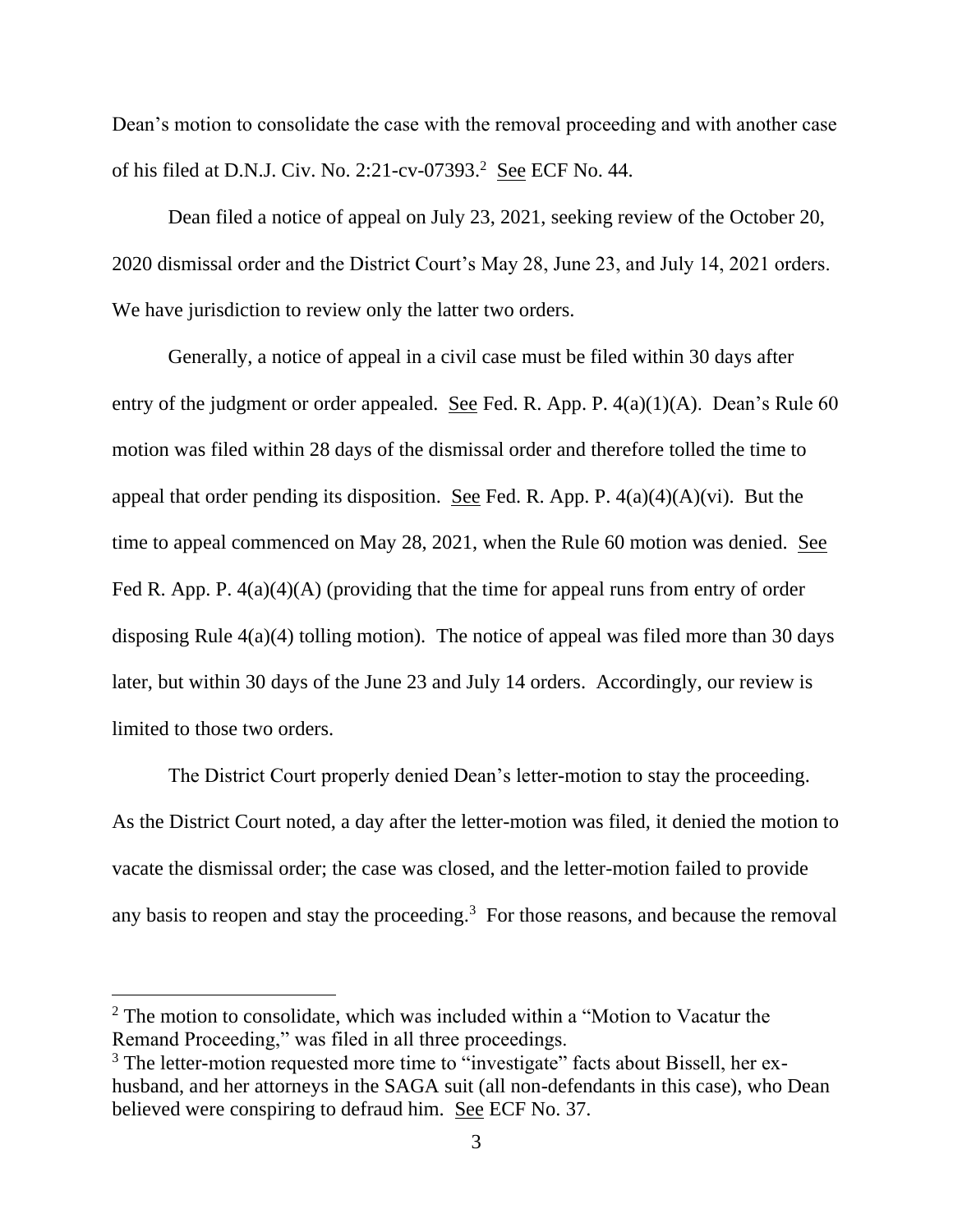Dean's motion to consolidate the case with the removal proceeding and with another case of his filed at D.N.J. Civ. No. 2:21-cv-07393.[2] See ECF No. 44.

Dean filed a notice of appeal on July 23, 2021, seeking review of the October 20, 2020 dismissal order and the District Court's May 28, June 23, and July 14, 2021 orders. We have jurisdiction to review only the latter two orders.

Generally, a notice of appeal in a civil case must be filed within 30 days after entry of the judgment or order appealed. See Fed. R. App. P. 4(a)(1)(A). Dean's Rule 60 motion was filed within 28 days of the dismissal order and therefore tolled the time to appeal that order pending its disposition. See Fed. R. App. P. 4(a)(4)(A)(vi). But the time to appeal commenced on May 28, 2021, when the Rule 60 motion was denied. See Fed R. App. P. 4(a)(4)(A) (providing that the time for appeal runs from entry of order disposing Rule 4(a)(4) tolling motion). The notice of appeal was filed more than 30 days later, but within 30 days of the June 23 and July 14 orders. Accordingly, our review is limited to those two orders.

The District Court properly denied Dean's letter-motion to stay the proceeding. As the District Court noted, a day after the letter-motion was filed, it denied the motion to vacate the dismissal order; the case was closed, and the letter-motion failed to provide any basis to reopen and stay the proceeding.[3] For those reasons, and because the removal

---

[2] The motion to consolidate, which was included within a "Motion to Vacatur the Remand Proceeding," was filed in all three proceedings.

[3] The letter-motion requested more time to "investigate" facts about Bissell, her ex-husband, and her attorneys in the SAGA suit (all non-defendants in this case), who Dean believed were conspiring to defraud him. See ECF No. 37.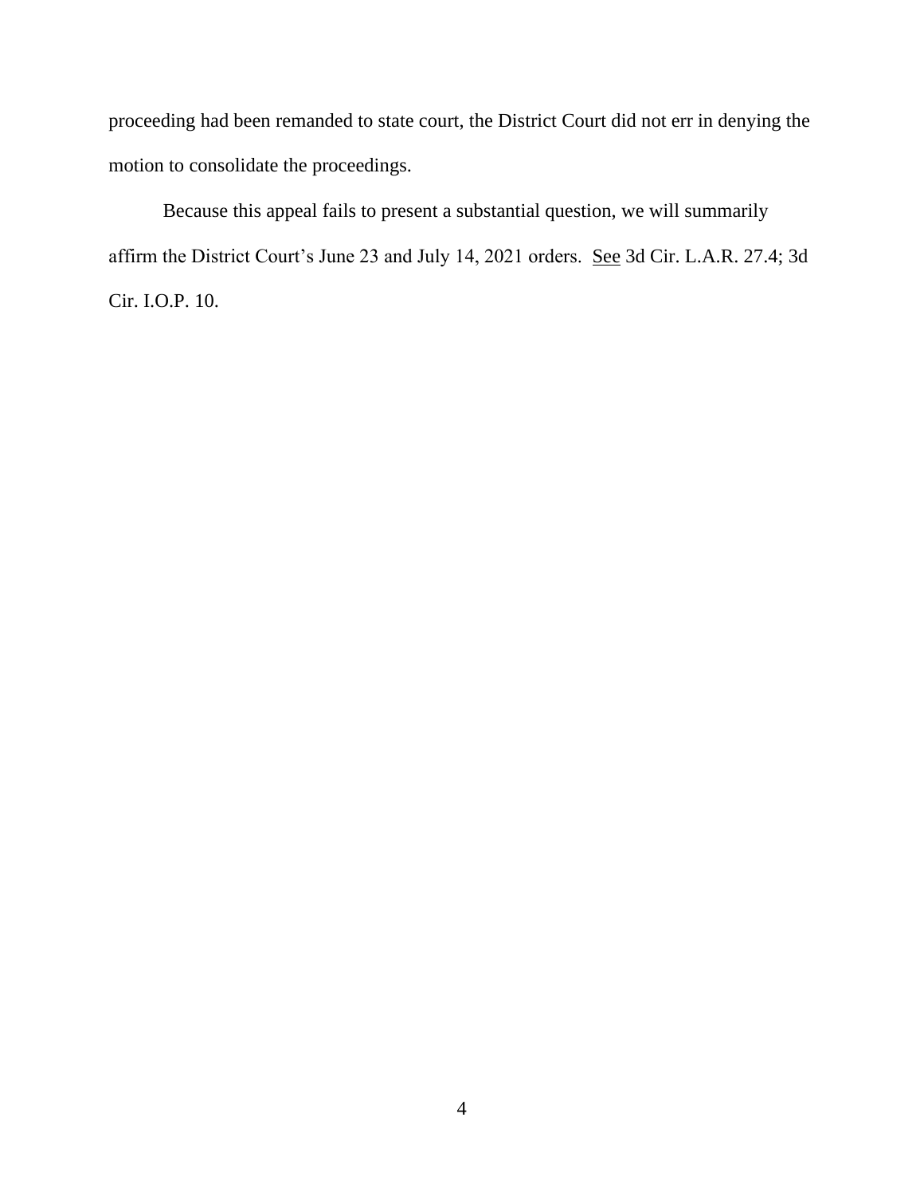proceeding had been remanded to state court, the District Court did not err in denying the motion to consolidate the proceedings.

Because this appeal fails to present a substantial question, we will summarily affirm the District Court's June 23 and July 14, 2021 orders. See 3d Cir. L.A.R. 27.4; 3d Cir. I.O.P. 10.